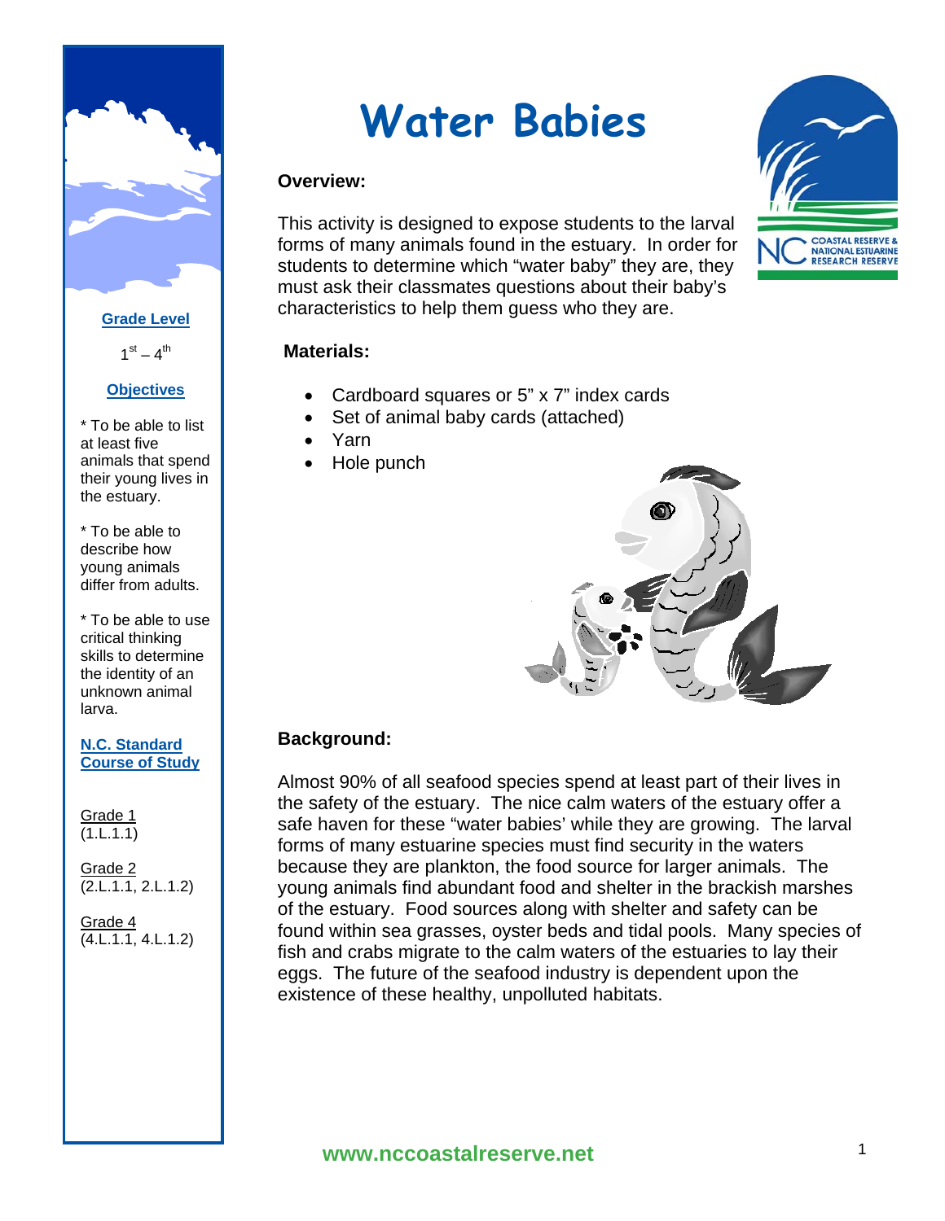# Water Babies

**Grade Level**

1st – 4th

**Objectives**

* To be able to list at least five animals that spend their young lives in the estuary.

* To be able to describe how young animals differ from adults.

* To be able to use critical thinking skills to determine the identity of an unknown animal larva.

**N.C. Standard Course of Study**

Grade 1
(1.L.1.1)

Grade 2
(2.L.1.1, 2.L.1.2)

Grade 4
(4.L.1.1, 4.L.1.2)

### Overview:

This activity is designed to expose students to the larval forms of many animals found in the estuary. In order for students to determine which "water baby" they are, they must ask their classmates questions about their baby's characteristics to help them guess who they are.

### Materials:

- Cardboard squares or 5" x 7" index cards
- Set of animal baby cards (attached)
- Yarn
- Hole punch

### Background:

Almost 90% of all seafood species spend at least part of their lives in the safety of the estuary. The nice calm waters of the estuary offer a safe haven for these "water babies' while they are growing. The larval forms of many estuarine species must find security in the waters because they are plankton, the food source for larger animals. The young animals find abundant food and shelter in the brackish marshes of the estuary. Food sources along with shelter and safety can be found within sea grasses, oyster beds and tidal pools. Many species of fish and crabs migrate to the calm waters of the estuaries to lay their eggs. The future of the seafood industry is dependent upon the existence of these healthy, unpolluted habitats.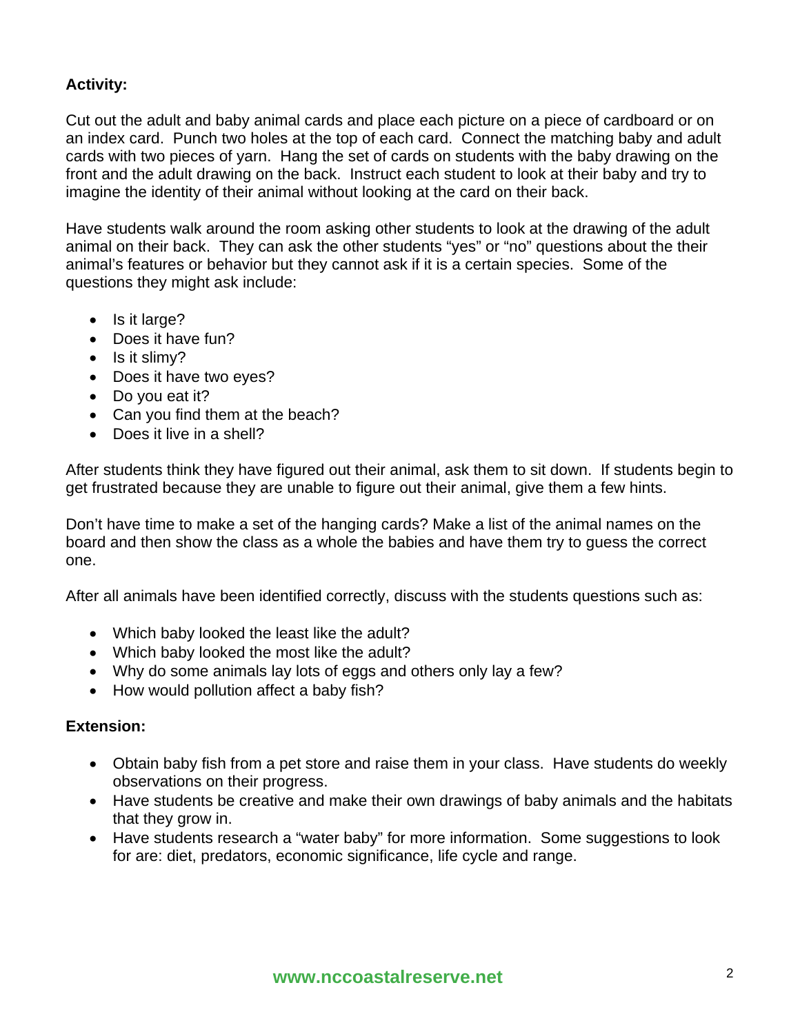**Activity:**

Cut out the adult and baby animal cards and place each picture on a piece of cardboard or on an index card. Punch two holes at the top of each card. Connect the matching baby and adult cards with two pieces of yarn. Hang the set of cards on students with the baby drawing on the front and the adult drawing on the back. Instruct each student to look at their baby and try to imagine the identity of their animal without looking at the card on their back.

Have students walk around the room asking other students to look at the drawing of the adult animal on their back. They can ask the other students "yes" or "no" questions about the their animal's features or behavior but they cannot ask if it is a certain species. Some of the questions they might ask include:

- Is it large?
- Does it have fun?
- Is it slimy?
- Does it have two eyes?
- Do you eat it?
- Can you find them at the beach?
- Does it live in a shell?

After students think they have figured out their animal, ask them to sit down. If students begin to get frustrated because they are unable to figure out their animal, give them a few hints.

Don't have time to make a set of the hanging cards? Make a list of the animal names on the board and then show the class as a whole the babies and have them try to guess the correct one.

After all animals have been identified correctly, discuss with the students questions such as:

- Which baby looked the least like the adult?
- Which baby looked the most like the adult?
- Why do some animals lay lots of eggs and others only lay a few?
- How would pollution affect a baby fish?

**Extension:**

- Obtain baby fish from a pet store and raise them in your class. Have students do weekly observations on their progress.
- Have students be creative and make their own drawings of baby animals and the habitats that they grow in.
- Have students research a "water baby" for more information. Some suggestions to look for are: diet, predators, economic significance, life cycle and range.

www.nccoastalreserve.net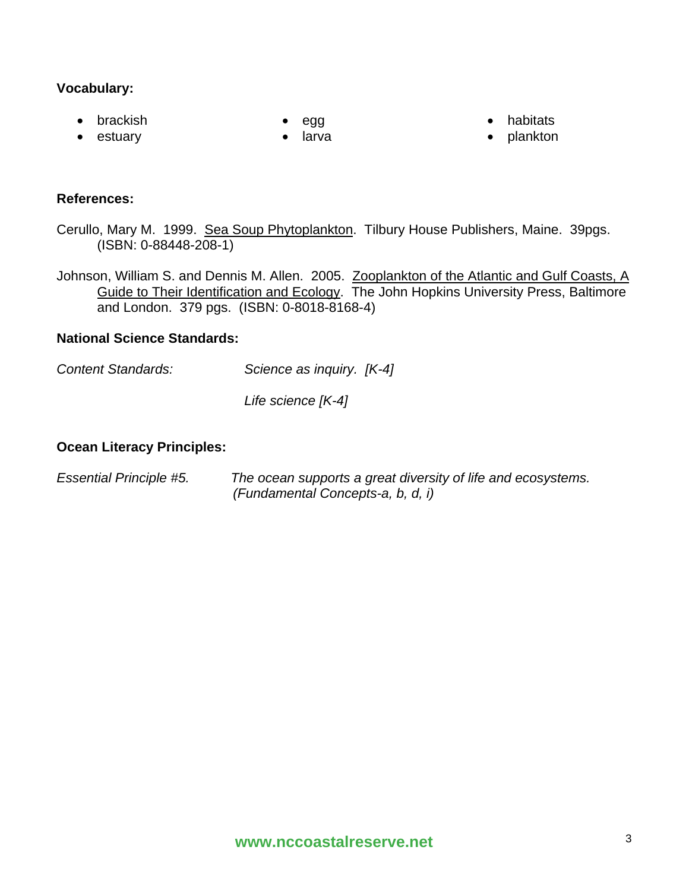**Vocabulary:**

- brackish
- estuary
- egg
- larva
- habitats
- plankton

**References:**

Cerullo, Mary M. 1999. Sea Soup Phytoplankton. Tilbury House Publishers, Maine. 39pgs. (ISBN: 0-88448-208-1)

Johnson, William S. and Dennis M. Allen. 2005. Zooplankton of the Atlantic and Gulf Coasts, A Guide to Their Identification and Ecology. The John Hopkins University Press, Baltimore and London. 379 pgs. (ISBN: 0-8018-8168-4)

**National Science Standards:**

*Content Standards:* *Science as inquiry. [K-4]*

*Life science [K-4]*

**Ocean Literacy Principles:**

*Essential Principle #5.* *The ocean supports a great diversity of life and ecosystems. (Fundamental Concepts-a, b, d, i)*

**www.nccoastalreserve.net**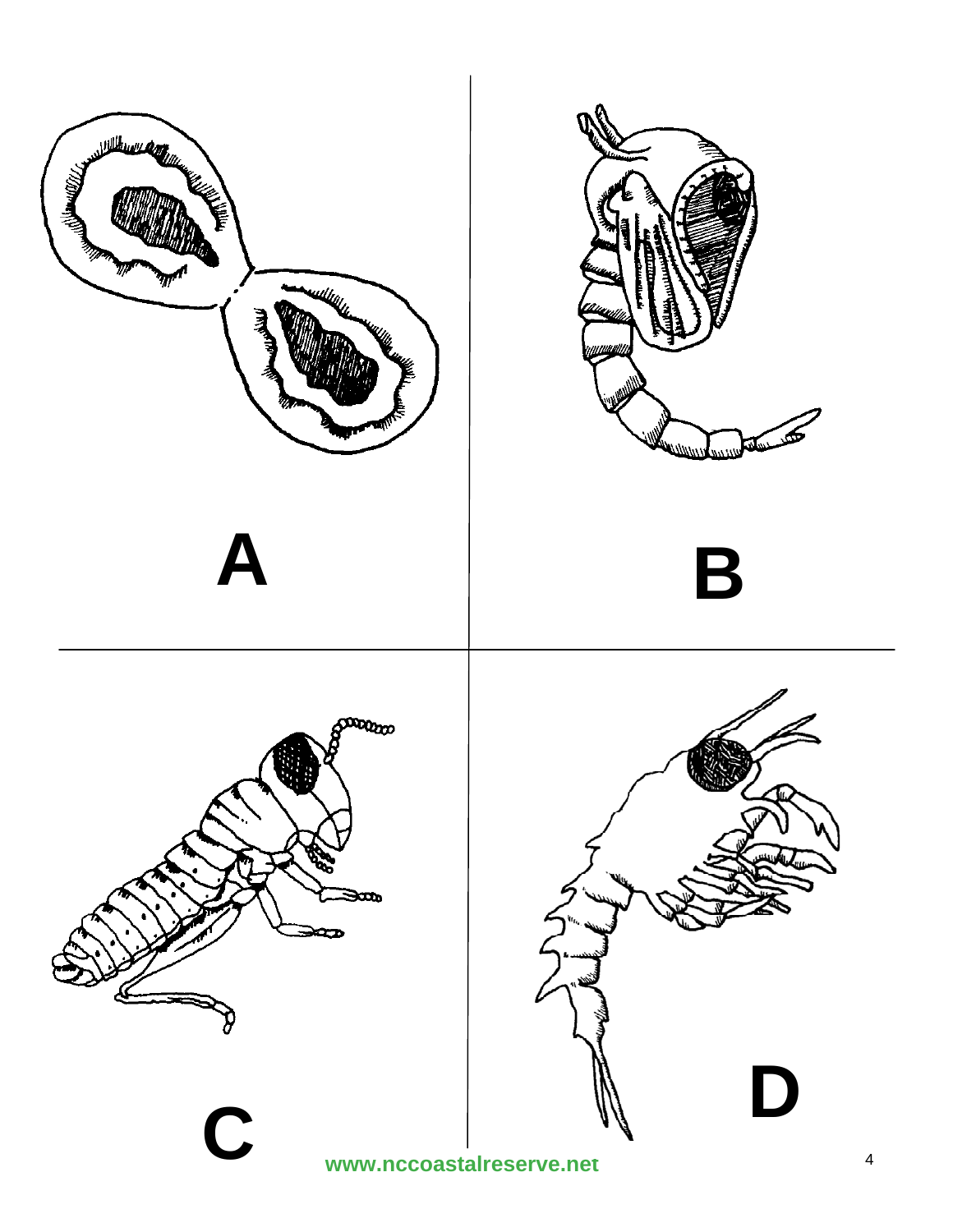A

B

C

D

www.nccoastalreserve.net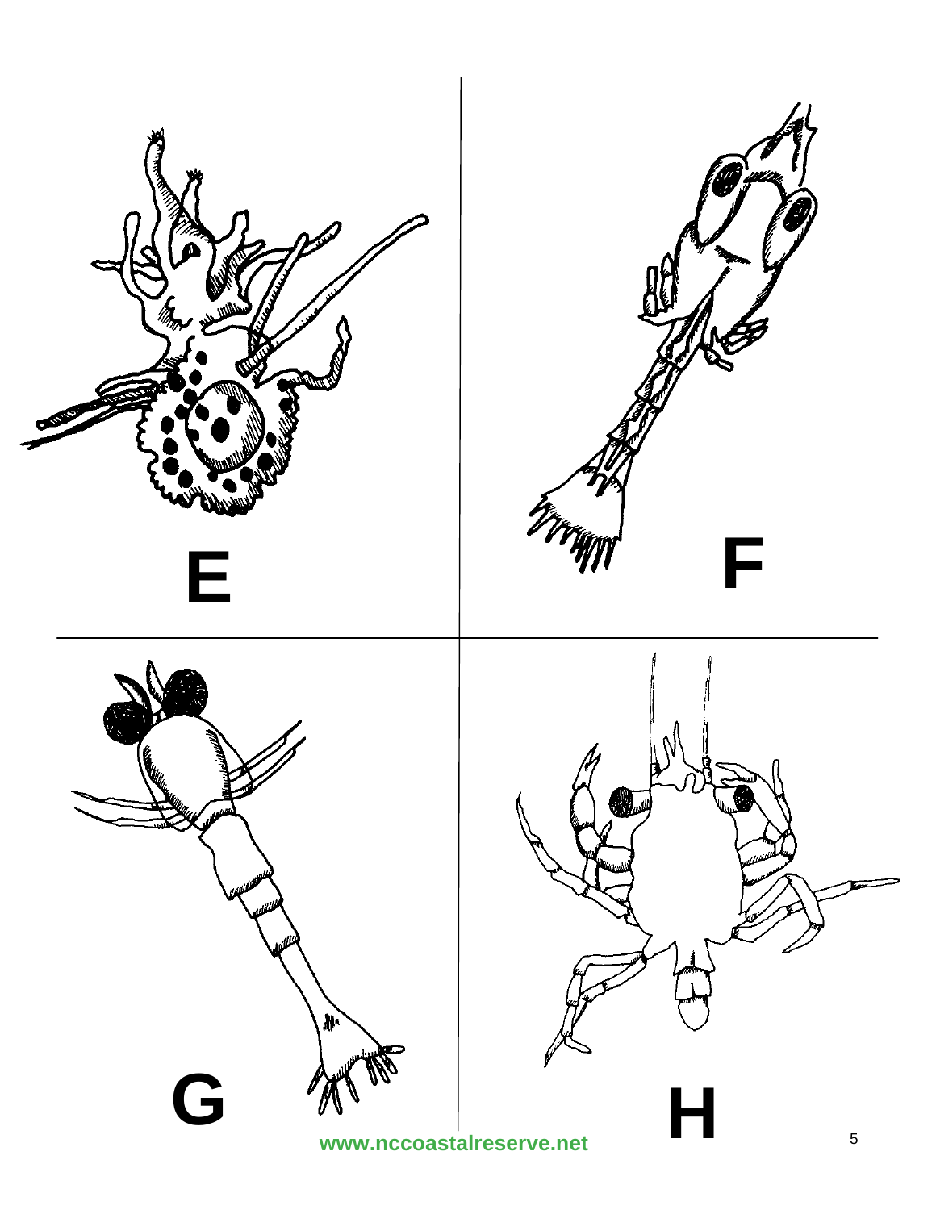E

F

G

H

www.nccoastalreserve.net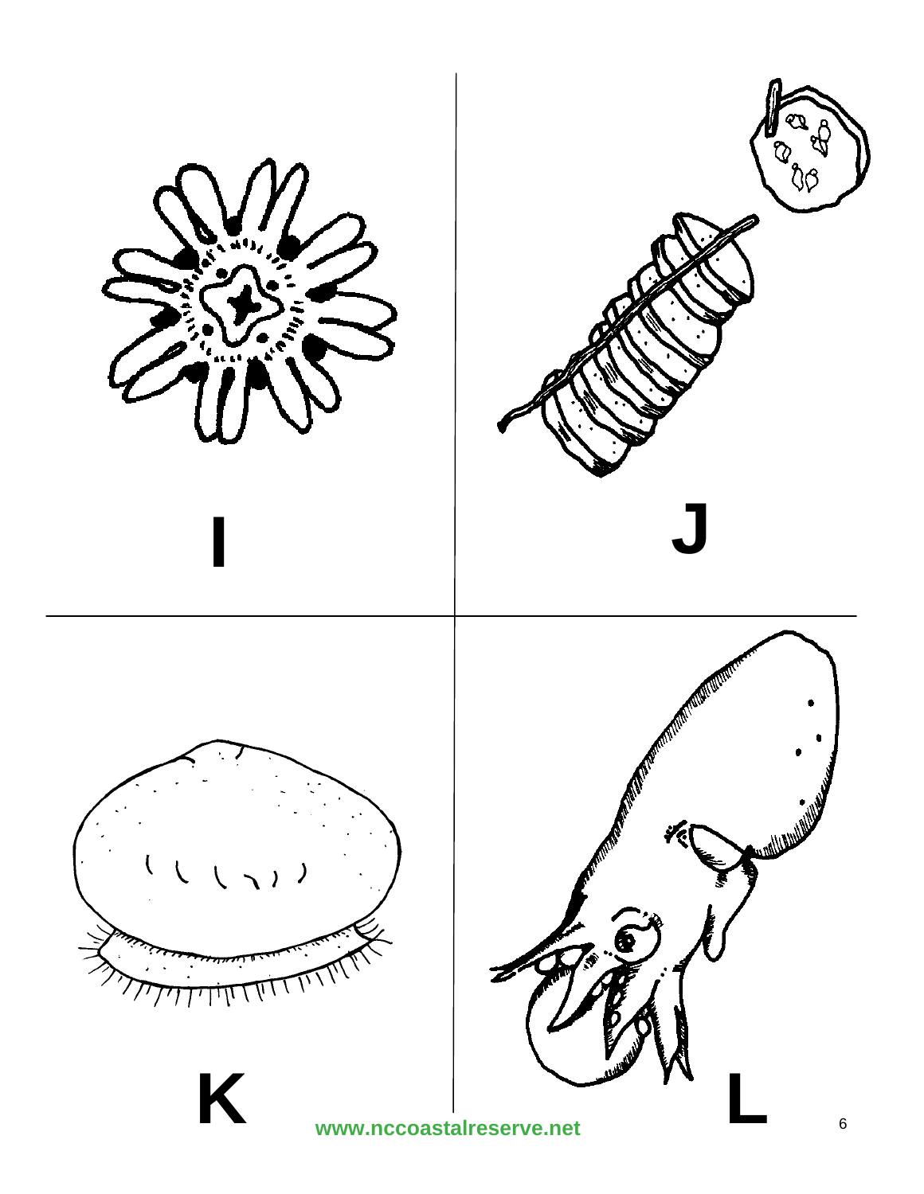I

J

K

L

www.nccoastalreserve.net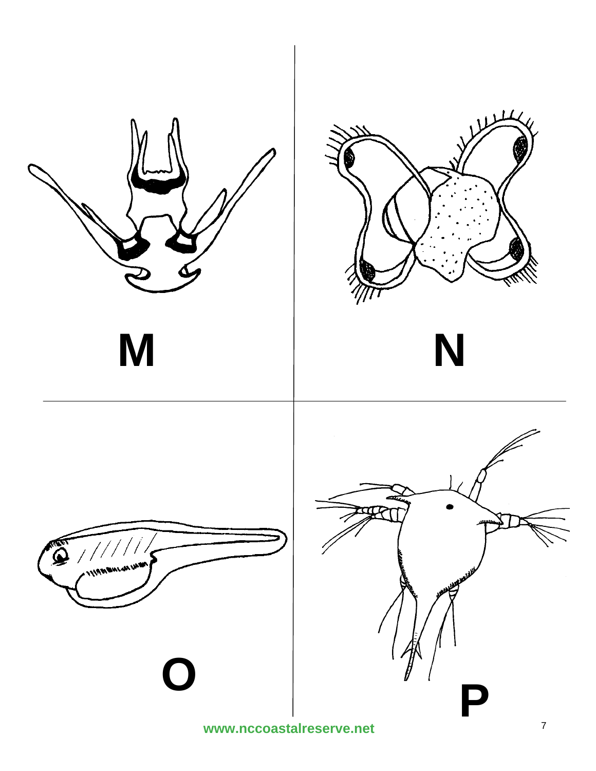M

N

O

P

www.nccoastalreserve.net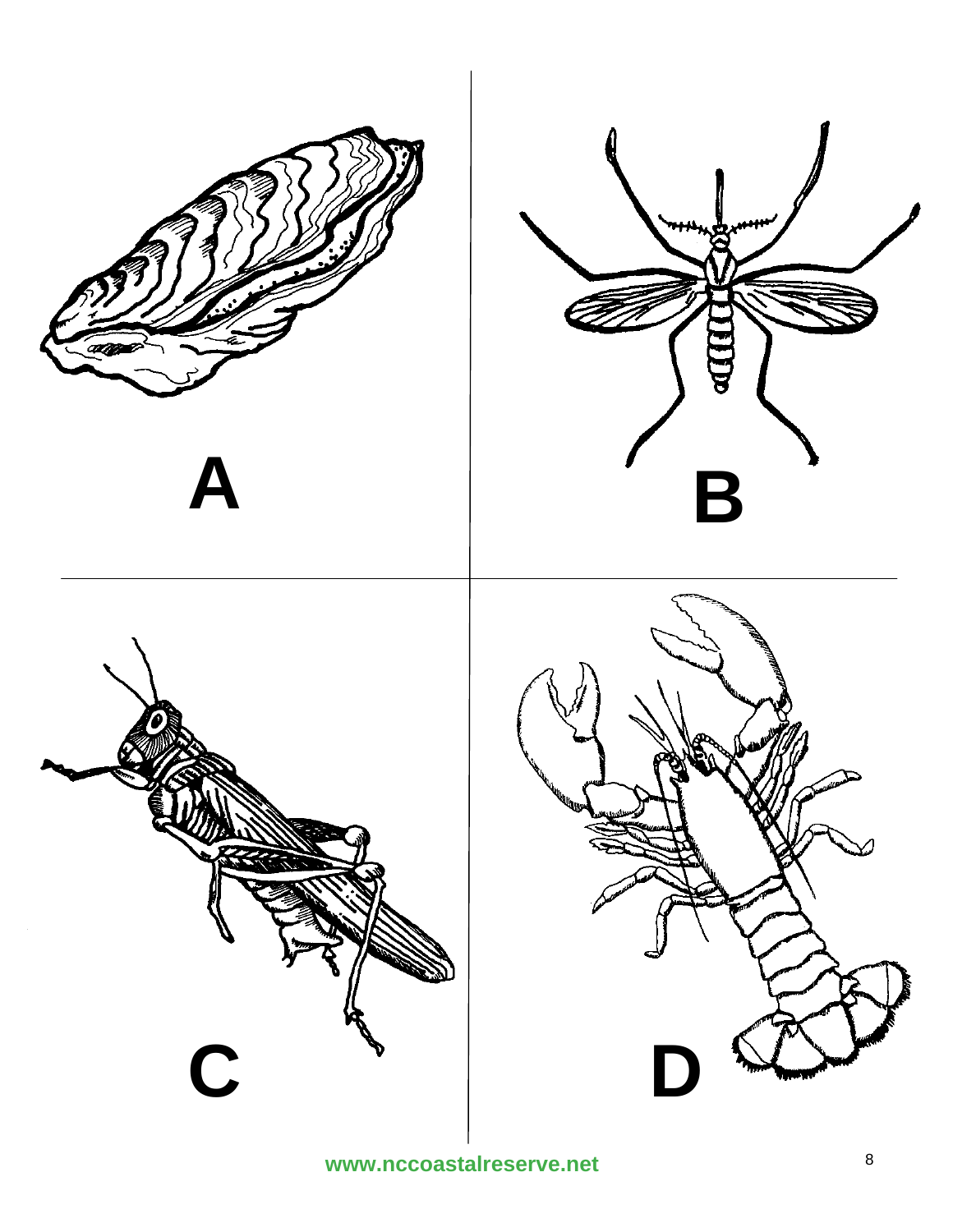A

B

C

D

www.nccoastalreserve.net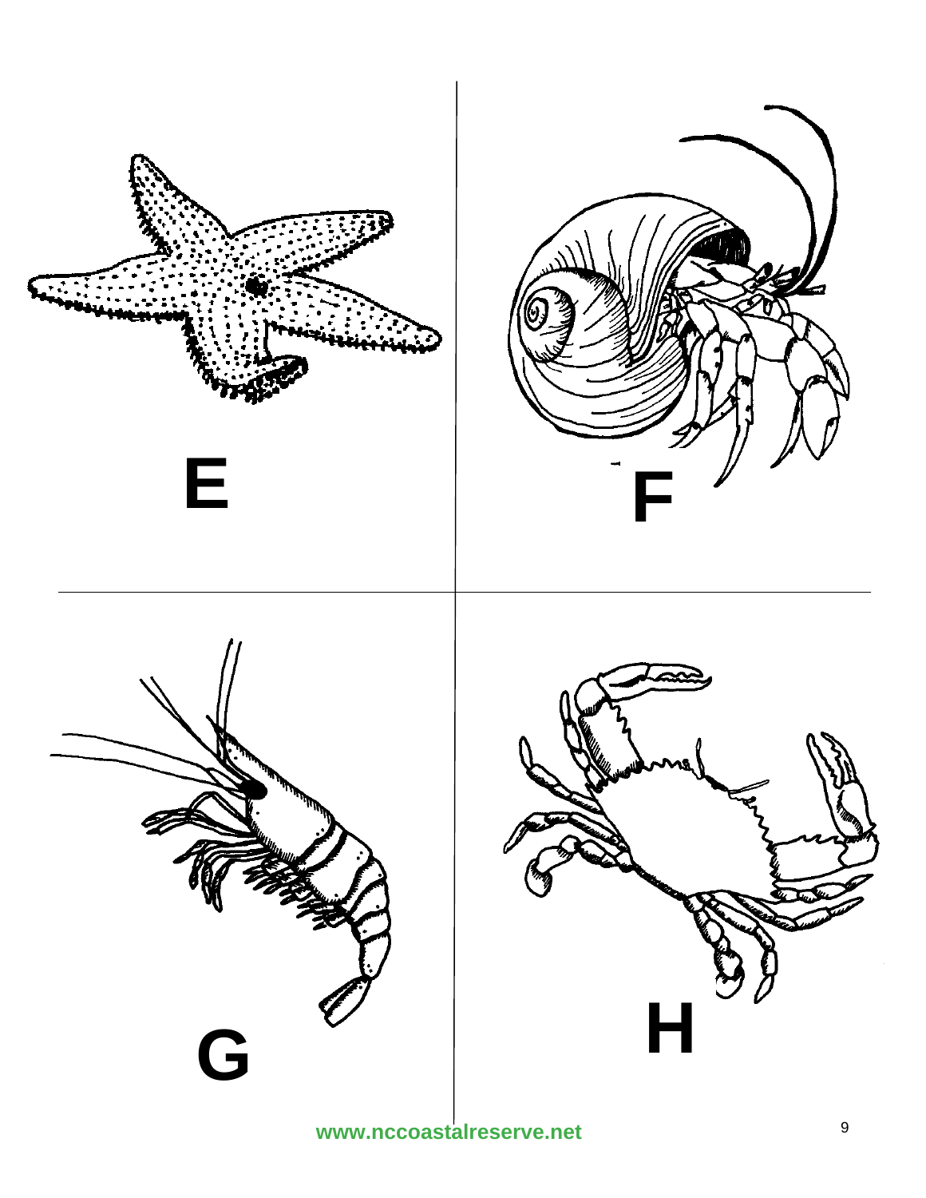E

F

G

H

www.nccoastalreserve.net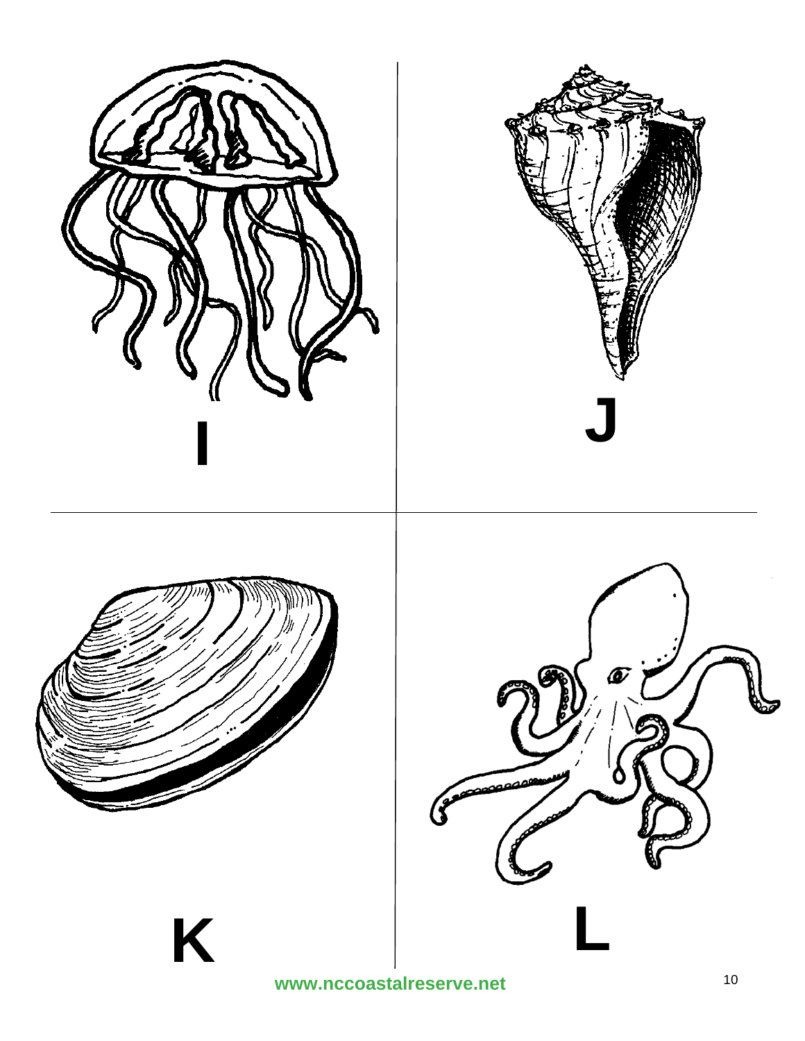I

J

K

L

www.nccoastalreserve.net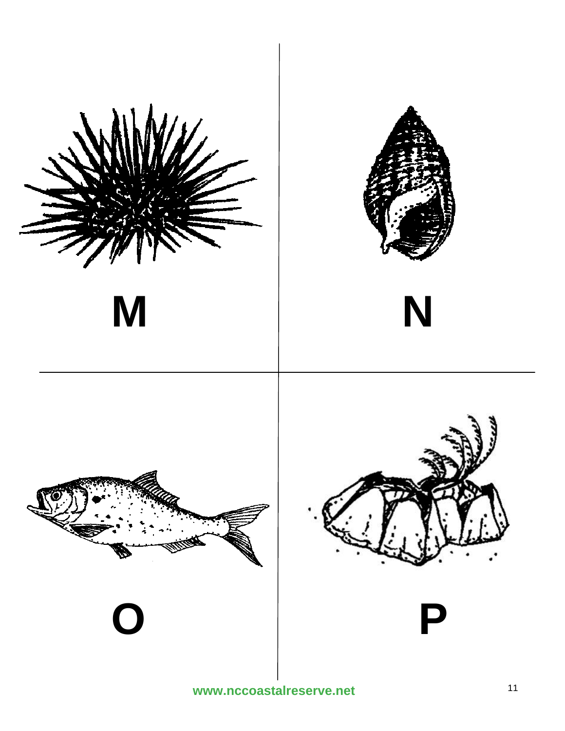M

N

O

P

www.nccoastalreserve.net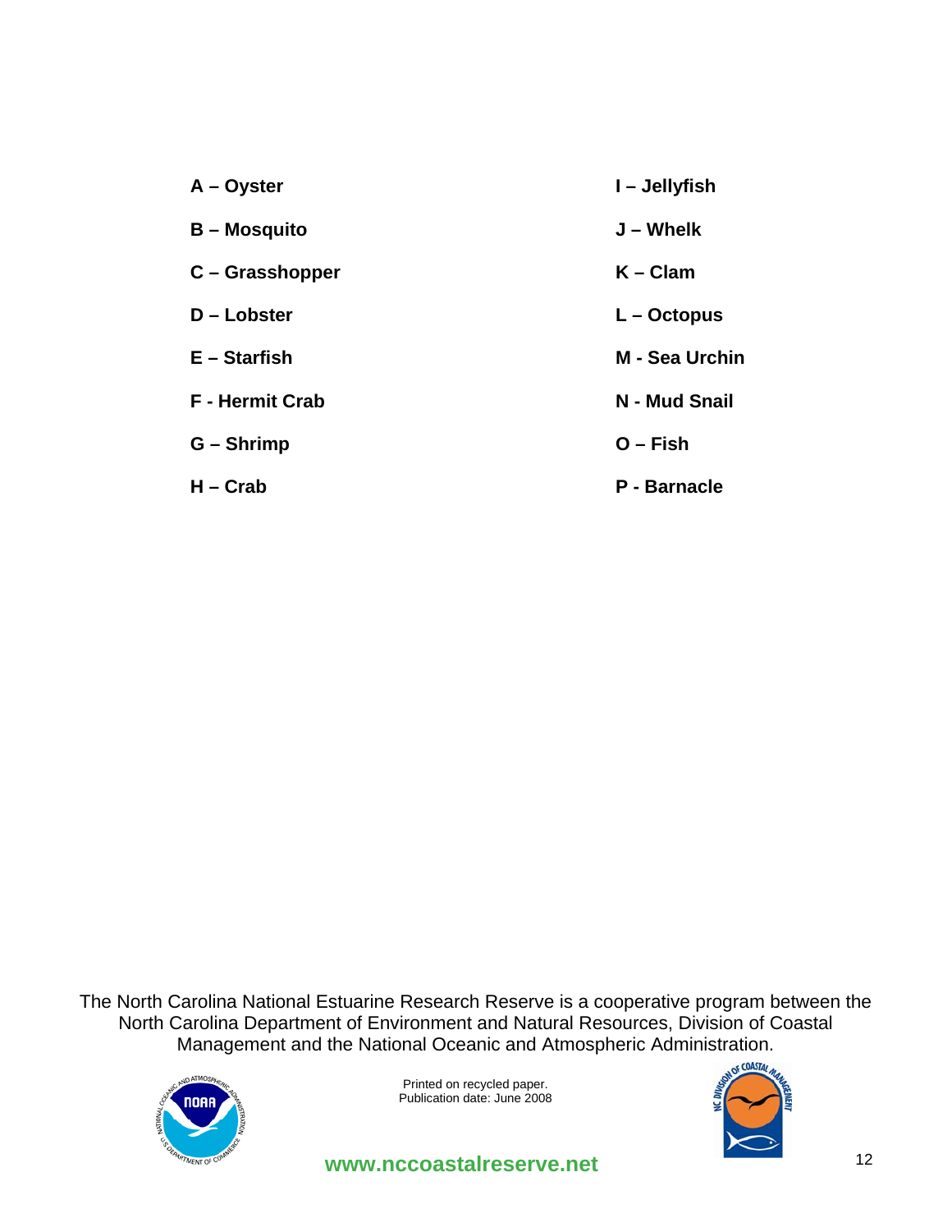**A – Oyster**

**B – Mosquito**

**C – Grasshopper**

**D – Lobster**

**E – Starfish**

**F - Hermit Crab**

**G – Shrimp**

**H – Crab**

**I – Jellyfish**

**J – Whelk**

**K – Clam**

**L – Octopus**

**M - Sea Urchin**

**N - Mud Snail**

**O – Fish**

**P - Barnacle**

The North Carolina National Estuarine Research Reserve is a cooperative program between the North Carolina Department of Environment and Natural Resources, Division of Coastal Management and the National Oceanic and Atmospheric Administration.

Printed on recycled paper.
Publication date: June 2008

**www.nccoastalreserve.net**